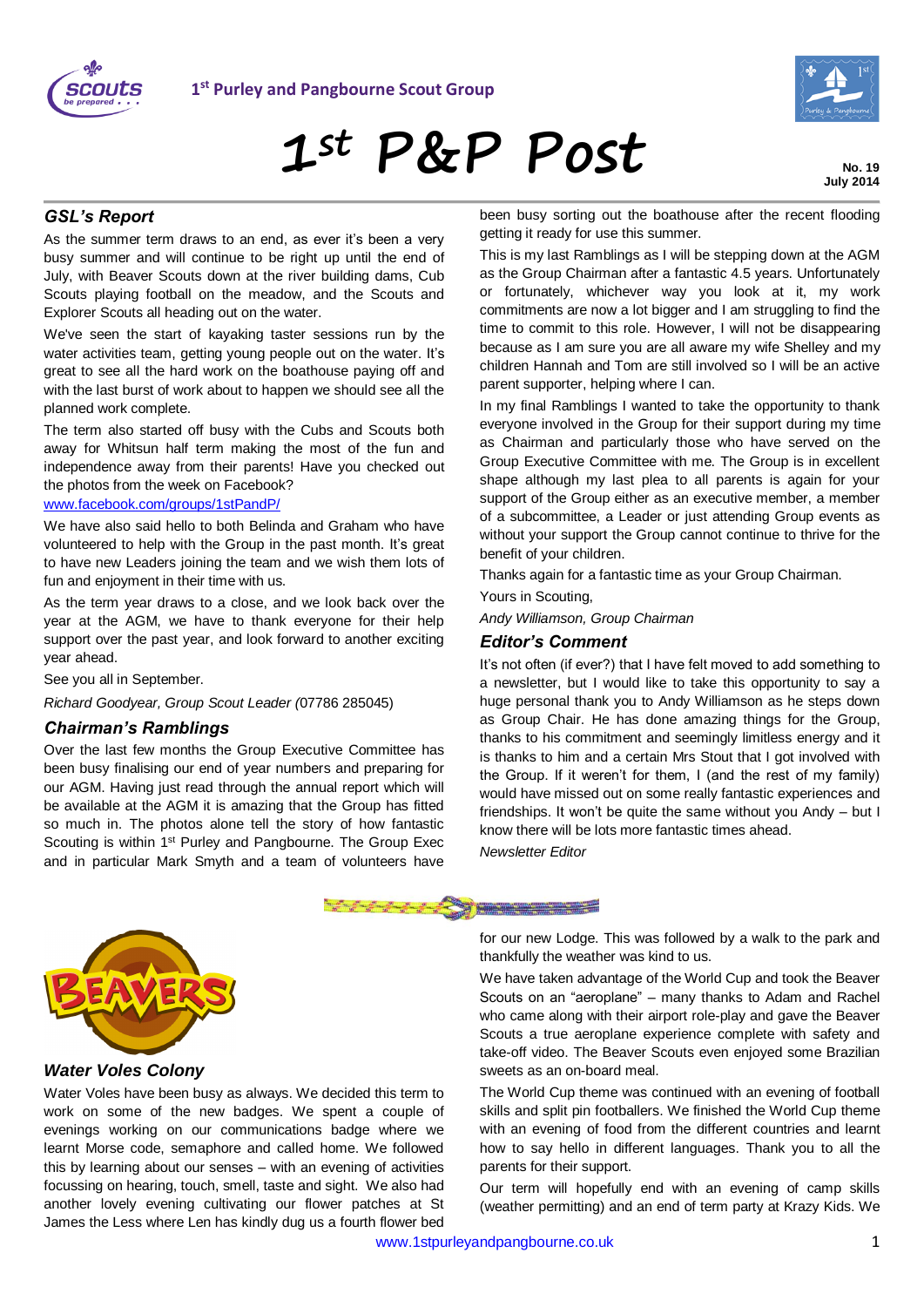1st Purley and Pangbourne Scout Group

# 1st P&P Post

**No. 19**
**July 2014**

## *GSL's Report*

As the summer term draws to an end, as ever it's been a very busy summer and will continue to be right up until the end of July, with Beaver Scouts down at the river building dams, Cub Scouts playing football on the meadow, and the Scouts and Explorer Scouts all heading out on the water.

We've seen the start of kayaking taster sessions run by the water activities team, getting young people out on the water. It's great to see all the hard work on the boathouse paying off and with the last burst of work about to happen we should see all the planned work complete.

The term also started off busy with the Cubs and Scouts both away for Whitsun half term making the most of the fun and independence away from their parents! Have you checked out the photos from the week on Facebook?
www.facebook.com/groups/1stPandP/

We have also said hello to both Belinda and Graham who have volunteered to help with the Group in the past month. It's great to have new Leaders joining the team and we wish them lots of fun and enjoyment in their time with us.

As the term year draws to a close, and we look back over the year at the AGM, we have to thank everyone for their help support over the past year, and look forward to another exciting year ahead.

See you all in September.

*Richard Goodyear, Group Scout Leader (*07786 285045)

## *Chairman's Ramblings*

Over the last few months the Group Executive Committee has been busy finalising our end of year numbers and preparing for our AGM. Having just read through the annual report which will be available at the AGM it is amazing that the Group has fitted so much in. The photos alone tell the story of how fantastic Scouting is within 1st Purley and Pangbourne. The Group Exec and in particular Mark Smyth and a team of volunteers have been busy sorting out the boathouse after the recent flooding getting it ready for use this summer.

This is my last Ramblings as I will be stepping down at the AGM as the Group Chairman after a fantastic 4.5 years. Unfortunately or fortunately, whichever way you look at it, my work commitments are now a lot bigger and I am struggling to find the time to commit to this role. However, I will not be disappearing because as I am sure you are all aware my wife Shelley and my children Hannah and Tom are still involved so I will be an active parent supporter, helping where I can.

In my final Ramblings I wanted to take the opportunity to thank everyone involved in the Group for their support during my time as Chairman and particularly those who have served on the Group Executive Committee with me. The Group is in excellent shape although my last plea to all parents is again for your support of the Group either as an executive member, a member of a subcommittee, a Leader or just attending Group events as without your support the Group cannot continue to thrive for the benefit of your children.

Thanks again for a fantastic time as your Group Chairman.

Yours in Scouting,

*Andy Williamson, Group Chairman*

## *Editor's Comment*

It's not often (if ever?) that I have felt moved to add something to a newsletter, but I would like to take this opportunity to say a huge personal thank you to Andy Williamson as he steps down as Group Chair. He has done amazing things for the Group, thanks to his commitment and seemingly limitless energy and it is thanks to him and a certain Mrs Stout that I got involved with the Group. If it weren't for them, I (and the rest of my family) would have missed out on some really fantastic experiences and friendships. It won't be quite the same without you Andy – but I know there will be lots more fantastic times ahead.

*Newsletter Editor*

## *Water Voles Colony*

Water Voles have been busy as always. We decided this term to work on some of the new badges. We spent a couple of evenings working on our communications badge where we learnt Morse code, semaphore and called home. We followed this by learning about our senses – with an evening of activities focussing on hearing, touch, smell, taste and sight. We also had another lovely evening cultivating our flower patches at St James the Less where Len has kindly dug us a fourth flower bed for our new Lodge. This was followed by a walk to the park and thankfully the weather was kind to us.

We have taken advantage of the World Cup and took the Beaver Scouts on an "aeroplane" – many thanks to Adam and Rachel who came along with their airport role-play and gave the Beaver Scouts a true aeroplane experience complete with safety and take-off video. The Beaver Scouts even enjoyed some Brazilian sweets as an on-board meal.

The World Cup theme was continued with an evening of football skills and split pin footballers. We finished the World Cup theme with an evening of food from the different countries and learnt how to say hello in different languages. Thank you to all the parents for their support.

Our term will hopefully end with an evening of camp skills (weather permitting) and an end of term party at Krazy Kids. We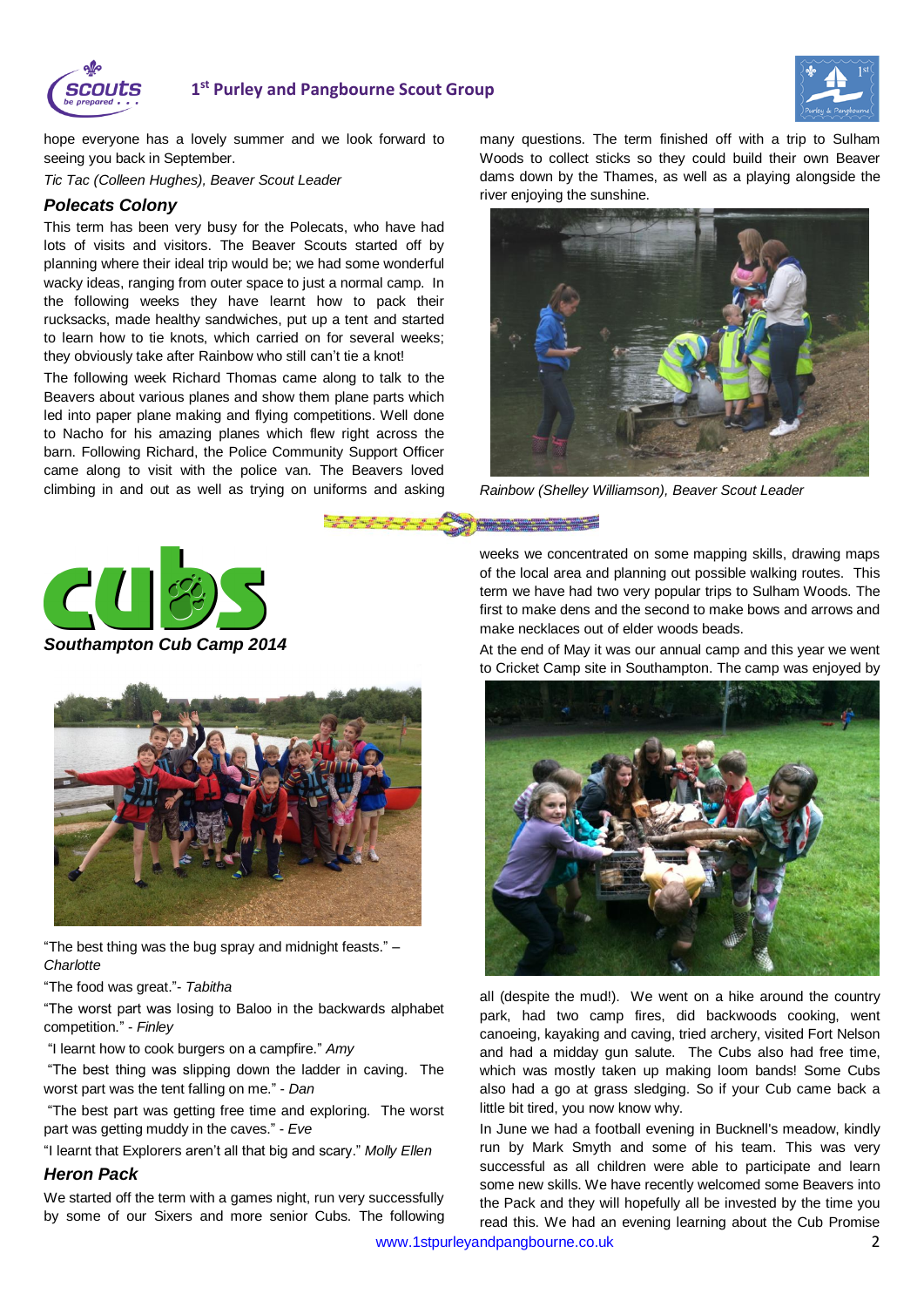hope everyone has a lovely summer and we look forward to seeing you back in September.

*Tic Tac (Colleen Hughes), Beaver Scout Leader*

### *Polecats Colony*

This term has been very busy for the Polecats, who have had lots of visits and visitors. The Beaver Scouts started off by planning where their ideal trip would be; we had some wonderful wacky ideas, ranging from outer space to just a normal camp. In the following weeks they have learnt how to pack their rucksacks, made healthy sandwiches, put up a tent and started to learn how to tie knots, which carried on for several weeks; they obviously take after Rainbow who still can't tie a knot!

The following week Richard Thomas came along to talk to the Beavers about various planes and show them plane parts which led into paper plane making and flying competitions. Well done to Nacho for his amazing planes which flew right across the barn. Following Richard, the Police Community Support Officer came along to visit with the police van. The Beavers loved climbing in and out as well as trying on uniforms and asking many questions. The term finished off with a trip to Sulham Woods to collect sticks so they could build their own Beaver dams down by the Thames, as well as a playing alongside the river enjoying the sunshine.

*Rainbow (Shelley Williamson), Beaver Scout Leader*

## cubs

### *Southampton Cub Camp 2014*

"The best thing was the bug spray and midnight feasts." – *Charlotte*

"The food was great."- *Tabitha*

"The worst part was losing to Baloo in the backwards alphabet competition." - *Finley*

"I learnt how to cook burgers on a campfire." *Amy*

"The best thing was slipping down the ladder in caving. The worst part was the tent falling on me." - *Dan*

"The best part was getting free time and exploring. The worst part was getting muddy in the caves." - *Eve*

"I learnt that Explorers aren't all that big and scary." *Molly Ellen*

### *Heron Pack*

We started off the term with a games night, run very successfully by some of our Sixers and more senior Cubs. The following weeks we concentrated on some mapping skills, drawing maps of the local area and planning out possible walking routes. This term we have had two very popular trips to Sulham Woods. The first to make dens and the second to make bows and arrows and make necklaces out of elder woods beads.

At the end of May it was our annual camp and this year we went to Cricket Camp site in Southampton. The camp was enjoyed by all (despite the mud!). We went on a hike around the country park, had two camp fires, did backwoods cooking, went canoeing, kayaking and caving, tried archery, visited Fort Nelson and had a midday gun salute. The Cubs also had free time, which was mostly taken up making loom bands! Some Cubs also had a go at grass sledging. So if your Cub came back a little bit tired, you now know why.

In June we had a football evening in Bucknell's meadow, kindly run by Mark Smyth and some of his team. This was very successful as all children were able to participate and learn some new skills. We have recently welcomed some Beavers into the Pack and they will hopefully all be invested by the time you read this. We had an evening learning about the Cub Promise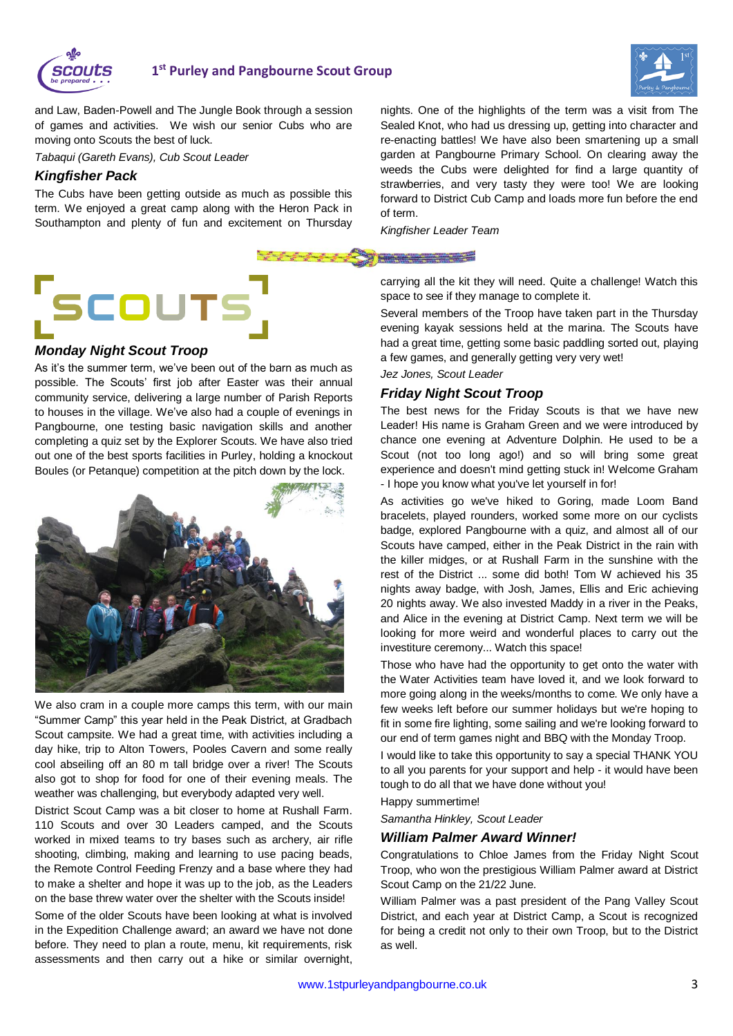and Law, Baden-Powell and The Jungle Book through a session of games and activities. We wish our senior Cubs who are moving onto Scouts the best of luck.

*Tabaqui (Gareth Evans), Cub Scout Leader*

### *Kingfisher Pack*

The Cubs have been getting outside as much as possible this term. We enjoyed a great camp along with the Heron Pack in Southampton and plenty of fun and excitement on Thursday nights. One of the highlights of the term was a visit from The Sealed Knot, who had us dressing up, getting into character and re-enacting battles! We have also been smartening up a small garden at Pangbourne Primary School. On clearing away the weeds the Cubs were delighted for find a large quantity of strawberries, and very tasty they were too! We are looking forward to District Cub Camp and loads more fun before the end of term.

*Kingfisher Leader Team*

## SCOUTS

### *Monday Night Scout Troop*

As it's the summer term, we've been out of the barn as much as possible. The Scouts' first job after Easter was their annual community service, delivering a large number of Parish Reports to houses in the village. We've also had a couple of evenings in Pangbourne, one testing basic navigation skills and another completing a quiz set by the Explorer Scouts. We have also tried out one of the best sports facilities in Purley, holding a knockout Boules (or Petanque) competition at the pitch down by the lock.

We also cram in a couple more camps this term, with our main "Summer Camp" this year held in the Peak District, at Gradbach Scout campsite. We had a great time, with activities including a day hike, trip to Alton Towers, Pooles Cavern and some really cool abseiling off an 80 m tall bridge over a river! The Scouts also got to shop for food for one of their evening meals. The weather was challenging, but everybody adapted very well.

District Scout Camp was a bit closer to home at Rushall Farm. 110 Scouts and over 30 Leaders camped, and the Scouts worked in mixed teams to try bases such as archery, air rifle shooting, climbing, making and learning to use pacing beads, the Remote Control Feeding Frenzy and a base where they had to make a shelter and hope it was up to the job, as the Leaders on the base threw water over the shelter with the Scouts inside!

Some of the older Scouts have been looking at what is involved in the Expedition Challenge award; an award we have not done before. They need to plan a route, menu, kit requirements, risk assessments and then carry out a hike or similar overnight, carrying all the kit they will need. Quite a challenge! Watch this space to see if they manage to complete it.

Several members of the Troop have taken part in the Thursday evening kayak sessions held at the marina. The Scouts have had a great time, getting some basic paddling sorted out, playing a few games, and generally getting very very wet!

*Jez Jones, Scout Leader*

### *Friday Night Scout Troop*

The best news for the Friday Scouts is that we have new Leader! His name is Graham Green and we were introduced by chance one evening at Adventure Dolphin. He used to be a Scout (not too long ago!) and so will bring some great experience and doesn't mind getting stuck in! Welcome Graham - I hope you know what you've let yourself in for!

As activities go we've hiked to Goring, made Loom Band bracelets, played rounders, worked some more on our cyclists badge, explored Pangbourne with a quiz, and almost all of our Scouts have camped, either in the Peak District in the rain with the killer midges, or at Rushall Farm in the sunshine with the rest of the District ... some did both! Tom W achieved his 35 nights away badge, with Josh, James, Ellis and Eric achieving 20 nights away. We also invested Maddy in a river in the Peaks, and Alice in the evening at District Camp. Next term we will be looking for more weird and wonderful places to carry out the investiture ceremony... Watch this space!

Those who have had the opportunity to get onto the water with the Water Activities team have loved it, and we look forward to more going along in the weeks/months to come. We only have a few weeks left before our summer holidays but we're hoping to fit in some fire lighting, some sailing and we're looking forward to our end of term games night and BBQ with the Monday Troop.

I would like to take this opportunity to say a special THANK YOU to all you parents for your support and help - it would have been tough to do all that we have done without you!

Happy summertime!

*Samantha Hinkley, Scout Leader*

### *William Palmer Award Winner!*

Congratulations to Chloe James from the Friday Night Scout Troop, who won the prestigious William Palmer award at District Scout Camp on the 21/22 June.

William Palmer was a past president of the Pang Valley Scout District, and each year at District Camp, a Scout is recognized for being a credit not only to their own Troop, but to the District as well.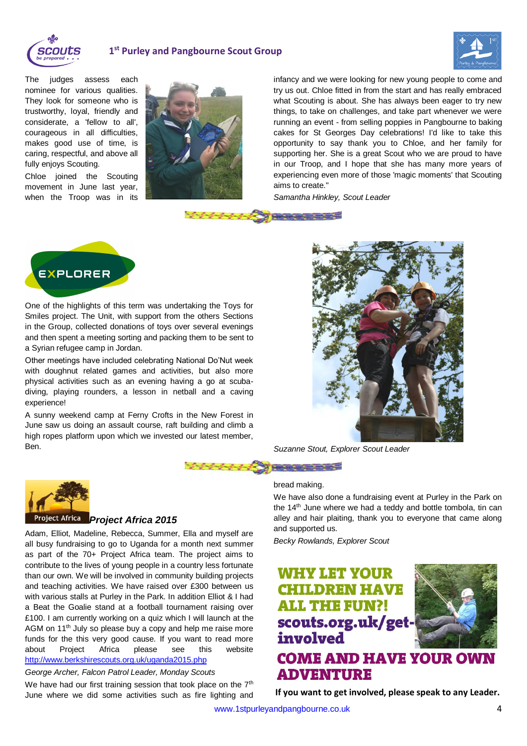The judges assess each nominee for various qualities. They look for someone who is trustworthy, loyal, friendly and considerate, a 'fellow to all', courageous in all difficulties, makes good use of time, is caring, respectful, and above all fully enjoys Scouting.

Chloe joined the Scouting movement in June last year, when the Troop was in its infancy and we were looking for new young people to come and try us out. Chloe fitted in from the start and has really embraced what Scouting is about. She has always been eager to try new things, to take on challenges, and take part whenever we were running an event - from selling poppies in Pangbourne to baking cakes for St Georges Day celebrations! I'd like to take this opportunity to say thank you to Chloe, and her family for supporting her. She is a great Scout who we are proud to have in our Troop, and I hope that she has many more years of experiencing even more of those 'magic moments' that Scouting aims to create."

*Samantha Hinkley, Scout Leader*

## EXPLORER

One of the highlights of this term was undertaking the Toys for Smiles project. The Unit, with support from the others Sections in the Group, collected donations of toys over several evenings and then spent a meeting sorting and packing them to be sent to a Syrian refugee camp in Jordan.

Other meetings have included celebrating National Do'Nut week with doughnut related games and activities, but also more physical activities such as an evening having a go at scuba-diving, playing rounders, a lesson in netball and a caving experience!

A sunny weekend camp at Ferny Crofts in the New Forest in June saw us doing an assault course, raft building and climb a high ropes platform upon which we invested our latest member, Ben.

*Suzanne Stout, Explorer Scout Leader*

## *Project Africa 2015*

Adam, Elliot, Madeline, Rebecca, Summer, Ella and myself are all busy fundraising to go to Uganda for a month next summer as part of the 70+ Project Africa team. The project aims to contribute to the lives of young people in a country less fortunate than our own. We will be involved in community building projects and teaching activities. We have raised over £300 between us with various stalls at Purley in the Park. In addition Elliot & I had a Beat the Goalie stand at a football tournament raising over £100. I am currently working on a quiz which I will launch at the AGM on 11th July so please buy a copy and help me raise more funds for the this very good cause. If you want to read more about Project Africa please see this website http://www.berkshirescouts.org.uk/uganda2015.php

*George Archer, Falcon Patrol Leader, Monday Scouts*

We have had our first training session that took place on the 7th June where we did some activities such as fire lighting and bread making.

We have also done a fundraising event at Purley in the Park on the 14th June where we had a teddy and bottle tombola, tin can alley and hair plaiting, thank you to everyone that came along and supported us.

*Becky Rowlands, Explorer Scout*

**WHY LET YOUR CHILDREN HAVE ALL THE FUN?!**
**scouts.org.uk/get-involved**

**COME AND HAVE YOUR OWN ADVENTURE**

**If you want to get involved, please speak to any Leader.**

www.1stpurleyandpangbourne.co.uk